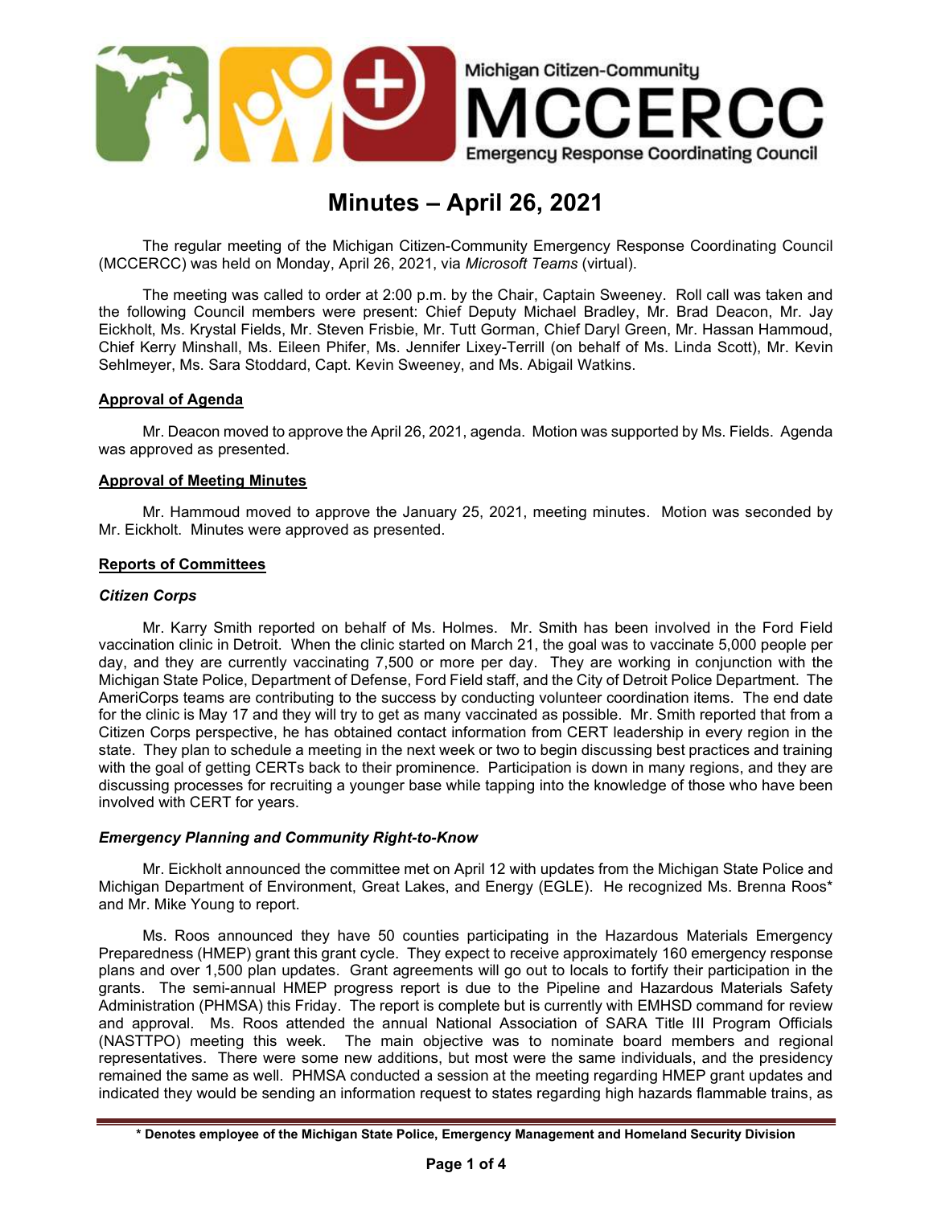Michigan Citizen-Community

# MCCERCC

Emergency Response Coordinating Council

# Minutes – April 26, 2021

The regular meeting of the Michigan Citizen-Community Emergency Response Coordinating Council (MCCERCC) was held on Monday, April 26, 2021, via *Microsoft Teams* (virtual).

The meeting was called to order at 2:00 p.m. by the Chair, Captain Sweeney. Roll call was taken and the following Council members were present: Chief Deputy Michael Bradley, Mr. Brad Deacon, Mr. Jay Eickholt, Ms. Krystal Fields, Mr. Steven Frisbie, Mr. Tutt Gorman, Chief Daryl Green, Mr. Hassan Hammoud, Chief Kerry Minshall, Ms. Eileen Phifer, Ms. Jennifer Lixey-Terrill (on behalf of Ms. Linda Scott), Mr. Kevin Sehlmeyer, Ms. Sara Stoddard, Capt. Kevin Sweeney, and Ms. Abigail Watkins.

## Approval of Agenda

Mr. Deacon moved to approve the April 26, 2021, agenda. Motion was supported by Ms. Fields. Agenda was approved as presented.

## Approval of Meeting Minutes

Mr. Hammoud moved to approve the January 25, 2021, meeting minutes. Motion was seconded by Mr. Eickholt. Minutes were approved as presented.

## Reports of Committees

### *Citizen Corps*

Mr. Karry Smith reported on behalf of Ms. Holmes. Mr. Smith has been involved in the Ford Field vaccination clinic in Detroit. When the clinic started on March 21, the goal was to vaccinate 5,000 people per day, and they are currently vaccinating 7,500 or more per day. They are working in conjunction with the Michigan State Police, Department of Defense, Ford Field staff, and the City of Detroit Police Department. The AmeriCorps teams are contributing to the success by conducting volunteer coordination items. The end date for the clinic is May 17 and they will try to get as many vaccinated as possible. Mr. Smith reported that from a Citizen Corps perspective, he has obtained contact information from CERT leadership in every region in the state. They plan to schedule a meeting in the next week or two to begin discussing best practices and training with the goal of getting CERTs back to their prominence. Participation is down in many regions, and they are discussing processes for recruiting a younger base while tapping into the knowledge of those who have been involved with CERT for years.

### *Emergency Planning and Community Right-to-Know*

Mr. Eickholt announced the committee met on April 12 with updates from the Michigan State Police and Michigan Department of Environment, Great Lakes, and Energy (EGLE). He recognized Ms. Brenna Roos* and Mr. Mike Young to report.

Ms. Roos announced they have 50 counties participating in the Hazardous Materials Emergency Preparedness (HMEP) grant this grant cycle. They expect to receive approximately 160 emergency response plans and over 1,500 plan updates. Grant agreements will go out to locals to fortify their participation in the grants. The semi-annual HMEP progress report is due to the Pipeline and Hazardous Materials Safety Administration (PHMSA) this Friday. The report is complete but is currently with EMHSD command for review and approval. Ms. Roos attended the annual National Association of SARA Title III Program Officials (NASTTPO) meeting this week. The main objective was to nominate board members and regional representatives. There were some new additions, but most were the same individuals, and the presidency remained the same as well. PHMSA conducted a session at the meeting regarding HMEP grant updates and indicated they would be sending an information request to states regarding high hazards flammable trains, as

**\* Denotes employee of the Michigan State Police, Emergency Management and Homeland Security Division**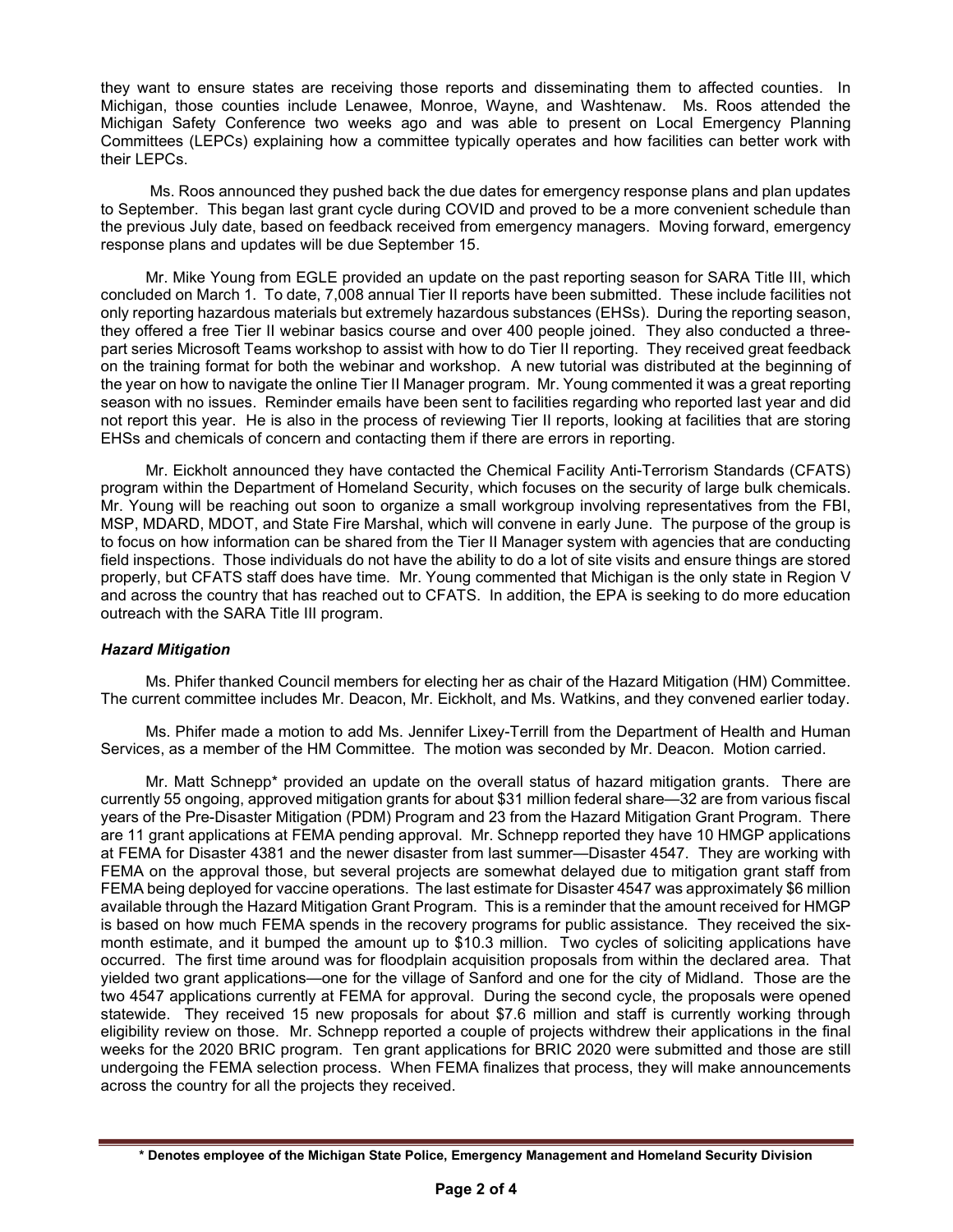they want to ensure states are receiving those reports and disseminating them to affected counties. In Michigan, those counties include Lenawee, Monroe, Wayne, and Washtenaw. Ms. Roos attended the Michigan Safety Conference two weeks ago and was able to present on Local Emergency Planning Committees (LEPCs) explaining how a committee typically operates and how facilities can better work with their LEPCs.

Ms. Roos announced they pushed back the due dates for emergency response plans and plan updates to September. This began last grant cycle during COVID and proved to be a more convenient schedule than the previous July date, based on feedback received from emergency managers. Moving forward, emergency response plans and updates will be due September 15.

Mr. Mike Young from EGLE provided an update on the past reporting season for SARA Title III, which concluded on March 1. To date, 7,008 annual Tier II reports have been submitted. These include facilities not only reporting hazardous materials but extremely hazardous substances (EHSs). During the reporting season, they offered a free Tier II webinar basics course and over 400 people joined. They also conducted a three-part series Microsoft Teams workshop to assist with how to do Tier II reporting. They received great feedback on the training format for both the webinar and workshop. A new tutorial was distributed at the beginning of the year on how to navigate the online Tier II Manager program. Mr. Young commented it was a great reporting season with no issues. Reminder emails have been sent to facilities regarding who reported last year and did not report this year. He is also in the process of reviewing Tier II reports, looking at facilities that are storing EHSs and chemicals of concern and contacting them if there are errors in reporting.

Mr. Eickholt announced they have contacted the Chemical Facility Anti-Terrorism Standards (CFATS) program within the Department of Homeland Security, which focuses on the security of large bulk chemicals. Mr. Young will be reaching out soon to organize a small workgroup involving representatives from the FBI, MSP, MDARD, MDOT, and State Fire Marshal, which will convene in early June. The purpose of the group is to focus on how information can be shared from the Tier II Manager system with agencies that are conducting field inspections. Those individuals do not have the ability to do a lot of site visits and ensure things are stored properly, but CFATS staff does have time. Mr. Young commented that Michigan is the only state in Region V and across the country that has reached out to CFATS. In addition, the EPA is seeking to do more education outreach with the SARA Title III program.

### *Hazard Mitigation*

Ms. Phifer thanked Council members for electing her as chair of the Hazard Mitigation (HM) Committee. The current committee includes Mr. Deacon, Mr. Eickholt, and Ms. Watkins, and they convened earlier today.

Ms. Phifer made a motion to add Ms. Jennifer Lixey-Terrill from the Department of Health and Human Services, as a member of the HM Committee. The motion was seconded by Mr. Deacon. Motion carried.

Mr. Matt Schnepp* provided an update on the overall status of hazard mitigation grants. There are currently 55 ongoing, approved mitigation grants for about $31 million federal share—32 are from various fiscal years of the Pre-Disaster Mitigation (PDM) Program and 23 from the Hazard Mitigation Grant Program. There are 11 grant applications at FEMA pending approval. Mr. Schnepp reported they have 10 HMGP applications at FEMA for Disaster 4381 and the newer disaster from last summer—Disaster 4547. They are working with FEMA on the approval those, but several projects are somewhat delayed due to mitigation grant staff from FEMA being deployed for vaccine operations. The last estimate for Disaster 4547 was approximately $6 million available through the Hazard Mitigation Grant Program. This is a reminder that the amount received for HMGP is based on how much FEMA spends in the recovery programs for public assistance. They received the six-month estimate, and it bumped the amount up to $10.3 million. Two cycles of soliciting applications have occurred. The first time around was for floodplain acquisition proposals from within the declared area. That yielded two grant applications—one for the village of Sanford and one for the city of Midland. Those are the two 4547 applications currently at FEMA for approval. During the second cycle, the proposals were opened statewide. They received 15 new proposals for about $7.6 million and staff is currently working through eligibility review on those. Mr. Schnepp reported a couple of projects withdrew their applications in the final weeks for the 2020 BRIC program. Ten grant applications for BRIC 2020 were submitted and those are still undergoing the FEMA selection process. When FEMA finalizes that process, they will make announcements across the country for all the projects they received.

**\* Denotes employee of the Michigan State Police, Emergency Management and Homeland Security Division**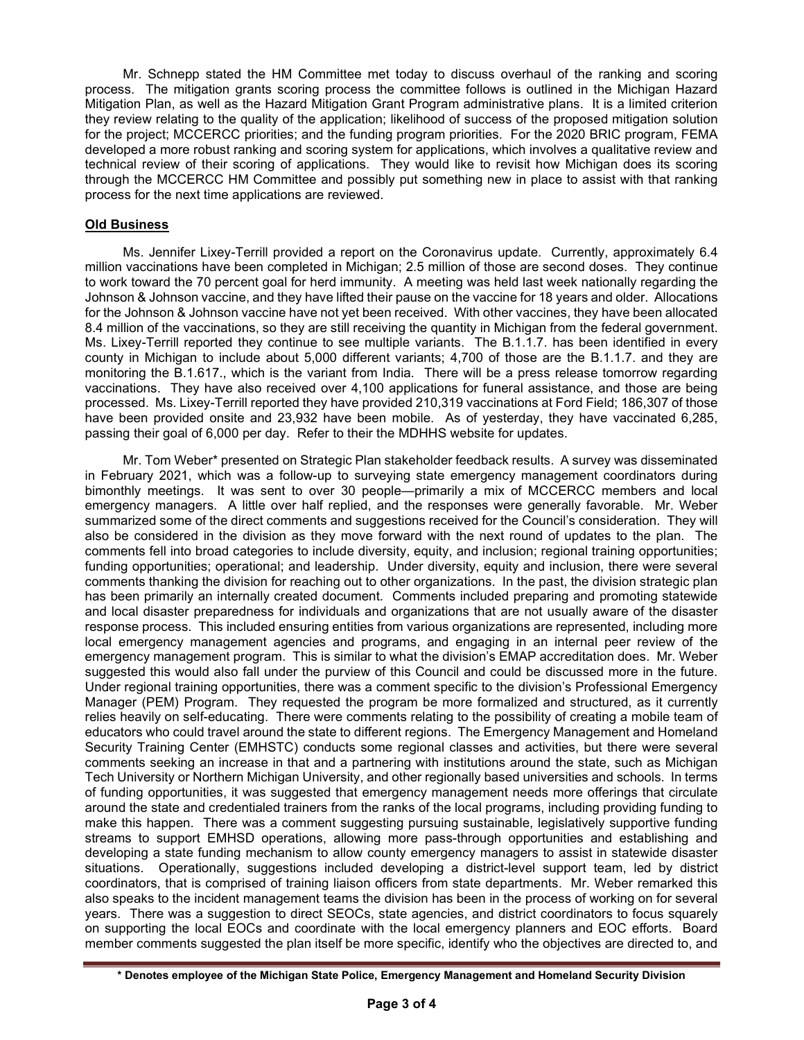Mr. Schnepp stated the HM Committee met today to discuss overhaul of the ranking and scoring process. The mitigation grants scoring process the committee follows is outlined in the Michigan Hazard Mitigation Plan, as well as the Hazard Mitigation Grant Program administrative plans. It is a limited criterion they review relating to the quality of the application; likelihood of success of the proposed mitigation solution for the project; MCCERCC priorities; and the funding program priorities. For the 2020 BRIC program, FEMA developed a more robust ranking and scoring system for applications, which involves a qualitative review and technical review of their scoring of applications. They would like to revisit how Michigan does its scoring through the MCCERCC HM Committee and possibly put something new in place to assist with that ranking process for the next time applications are reviewed.

## Old Business

Ms. Jennifer Lixey-Terrill provided a report on the Coronavirus update. Currently, approximately 6.4 million vaccinations have been completed in Michigan; 2.5 million of those are second doses. They continue to work toward the 70 percent goal for herd immunity. A meeting was held last week nationally regarding the Johnson & Johnson vaccine, and they have lifted their pause on the vaccine for 18 years and older. Allocations for the Johnson & Johnson vaccine have not yet been received. With other vaccines, they have been allocated 8.4 million of the vaccinations, so they are still receiving the quantity in Michigan from the federal government. Ms. Lixey-Terrill reported they continue to see multiple variants. The B.1.1.7. has been identified in every county in Michigan to include about 5,000 different variants; 4,700 of those are the B.1.1.7. and they are monitoring the B.1.617., which is the variant from India. There will be a press release tomorrow regarding vaccinations. They have also received over 4,100 applications for funeral assistance, and those are being processed. Ms. Lixey-Terrill reported they have provided 210,319 vaccinations at Ford Field; 186,307 of those have been provided onsite and 23,932 have been mobile. As of yesterday, they have vaccinated 6,285, passing their goal of 6,000 per day. Refer to their the MDHHS website for updates.

Mr. Tom Weber* presented on Strategic Plan stakeholder feedback results. A survey was disseminated in February 2021, which was a follow-up to surveying state emergency management coordinators during bimonthly meetings. It was sent to over 30 people—primarily a mix of MCCERCC members and local emergency managers. A little over half replied, and the responses were generally favorable. Mr. Weber summarized some of the direct comments and suggestions received for the Council's consideration. They will also be considered in the division as they move forward with the next round of updates to the plan. The comments fell into broad categories to include diversity, equity, and inclusion; regional training opportunities; funding opportunities; operational; and leadership. Under diversity, equity and inclusion, there were several comments thanking the division for reaching out to other organizations. In the past, the division strategic plan has been primarily an internally created document. Comments included preparing and promoting statewide and local disaster preparedness for individuals and organizations that are not usually aware of the disaster response process. This included ensuring entities from various organizations are represented, including more local emergency management agencies and programs, and engaging in an internal peer review of the emergency management program. This is similar to what the division's EMAP accreditation does. Mr. Weber suggested this would also fall under the purview of this Council and could be discussed more in the future. Under regional training opportunities, there was a comment specific to the division's Professional Emergency Manager (PEM) Program. They requested the program be more formalized and structured, as it currently relies heavily on self-educating. There were comments relating to the possibility of creating a mobile team of educators who could travel around the state to different regions. The Emergency Management and Homeland Security Training Center (EMHSTC) conducts some regional classes and activities, but there were several comments seeking an increase in that and a partnering with institutions around the state, such as Michigan Tech University or Northern Michigan University, and other regionally based universities and schools. In terms of funding opportunities, it was suggested that emergency management needs more offerings that circulate around the state and credentialed trainers from the ranks of the local programs, including providing funding to make this happen. There was a comment suggesting pursuing sustainable, legislatively supportive funding streams to support EMHSD operations, allowing more pass-through opportunities and establishing and developing a state funding mechanism to allow county emergency managers to assist in statewide disaster situations. Operationally, suggestions included developing a district-level support team, led by district coordinators, that is comprised of training liaison officers from state departments. Mr. Weber remarked this also speaks to the incident management teams the division has been in the process of working on for several years. There was a suggestion to direct SEOCs, state agencies, and district coordinators to focus squarely on supporting the local EOCs and coordinate with the local emergency planners and EOC efforts. Board member comments suggested the plan itself be more specific, identify who the objectives are directed to, and

**\* Denotes employee of the Michigan State Police, Emergency Management and Homeland Security Division**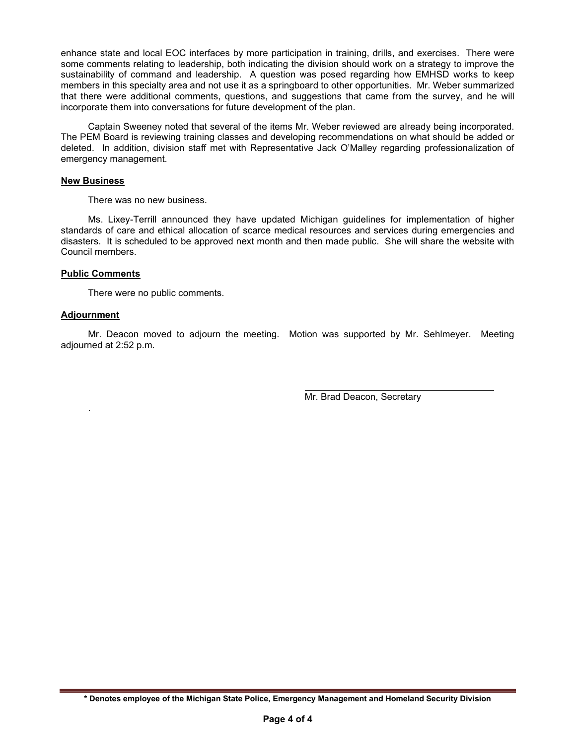enhance state and local EOC interfaces by more participation in training, drills, and exercises. There were some comments relating to leadership, both indicating the division should work on a strategy to improve the sustainability of command and leadership. A question was posed regarding how EMHSD works to keep members in this specialty area and not use it as a springboard to other opportunities. Mr. Weber summarized that there were additional comments, questions, and suggestions that came from the survey, and he will incorporate them into conversations for future development of the plan.

Captain Sweeney noted that several of the items Mr. Weber reviewed are already being incorporated. The PEM Board is reviewing training classes and developing recommendations on what should be added or deleted. In addition, division staff met with Representative Jack O'Malley regarding professionalization of emergency management.

**New Business**

There was no new business.

Ms. Lixey-Terrill announced they have updated Michigan guidelines for implementation of higher standards of care and ethical allocation of scarce medical resources and services during emergencies and disasters. It is scheduled to be approved next month and then made public. She will share the website with Council members.

**Public Comments**

There were no public comments.

**Adjournment**

Mr. Deacon moved to adjourn the meeting. Motion was supported by Mr. Sehlmeyer. Meeting adjourned at 2:52 p.m.

Mr. Brad Deacon, Secretary

.

**\* Denotes employee of the Michigan State Police, Emergency Management and Homeland Security Division**